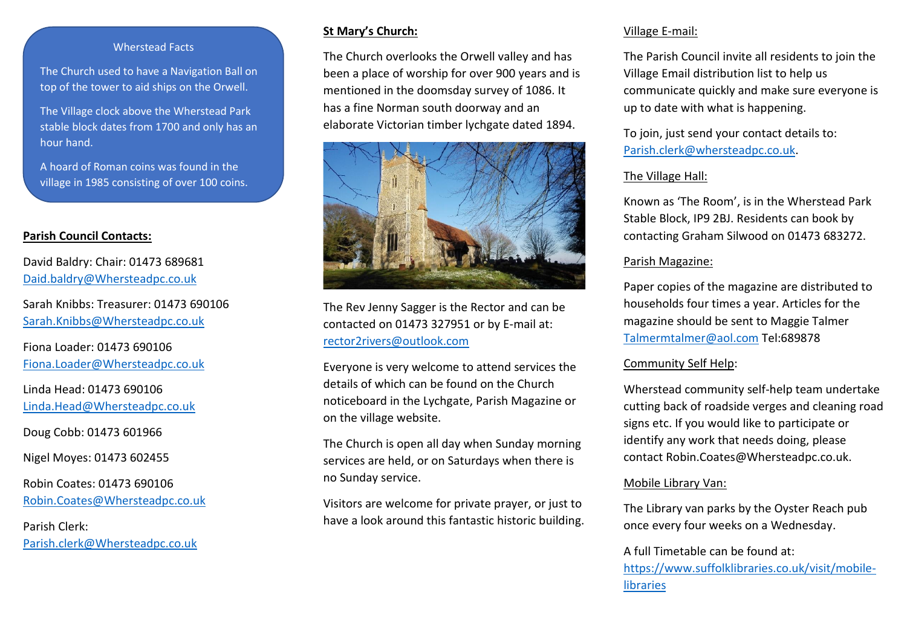### Wherstead Facts

The Church used to have a Navigation Ball on top of the tower to aid ships on the Orwell.

The Village clock above the Wherstead Park stable block dates from 1700 and only has an hour hand.

A hoard of Roman coins was found in the village in 1985 consisting of over 100 coins.

## Parish Council Contacts:

David Baldry: Chair: 01473 689681
Daid.baldry@Whersteadpc.co.uk

Sarah Knibbs: Treasurer: 01473 690106
Sarah.Knibbs@Whersteadpc.co.uk

Fiona Loader: 01473 690106
Fiona.Loader@Whersteadpc.co.uk

Linda Head: 01473 690106
Linda.Head@Whersteadpc.co.uk

Doug Cobb: 01473 601966

Nigel Moyes: 01473 602455

Robin Coates: 01473 690106
Robin.Coates@Whersteadpc.co.uk

Parish Clerk:
Parish.clerk@Whersteadpc.co.uk

## St Mary's Church:

The Church overlooks the Orwell valley and has been a place of worship for over 900 years and is mentioned in the doomsday survey of 1086. It has a fine Norman south doorway and an elaborate Victorian timber lychgate dated 1894.

The Rev Jenny Sagger is the Rector and can be contacted on 01473 327951 or by E-mail at: rector2rivers@outlook.com

Everyone is very welcome to attend services the details of which can be found on the Church noticeboard in the Lychgate, Parish Magazine or on the village website.

The Church is open all day when Sunday morning services are held, or on Saturdays when there is no Sunday service.

Visitors are welcome for private prayer, or just to have a look around this fantastic historic building.

### Village E-mail:

The Parish Council invite all residents to join the Village Email distribution list to help us communicate quickly and make sure everyone is up to date with what is happening.

To join, just send your contact details to: Parish.clerk@whersteadpc.co.uk.

### The Village Hall:

Known as 'The Room', is in the Wherstead Park Stable Block, IP9 2BJ. Residents can book by contacting Graham Silwood on 01473 683272.

### Parish Magazine:

Paper copies of the magazine are distributed to households four times a year. Articles for the magazine should be sent to Maggie Talmer Talmermtalmer@aol.com Tel:689878

### Community Self Help:

Wherstead community self-help team undertake cutting back of roadside verges and cleaning road signs etc. If you would like to participate or identify any work that needs doing, please contact Robin.Coates@Whersteadpc.co.uk.

### Mobile Library Van:

The Library van parks by the Oyster Reach pub once every four weeks on a Wednesday.

A full Timetable can be found at: https://www.suffolklibraries.co.uk/visit/mobile-libraries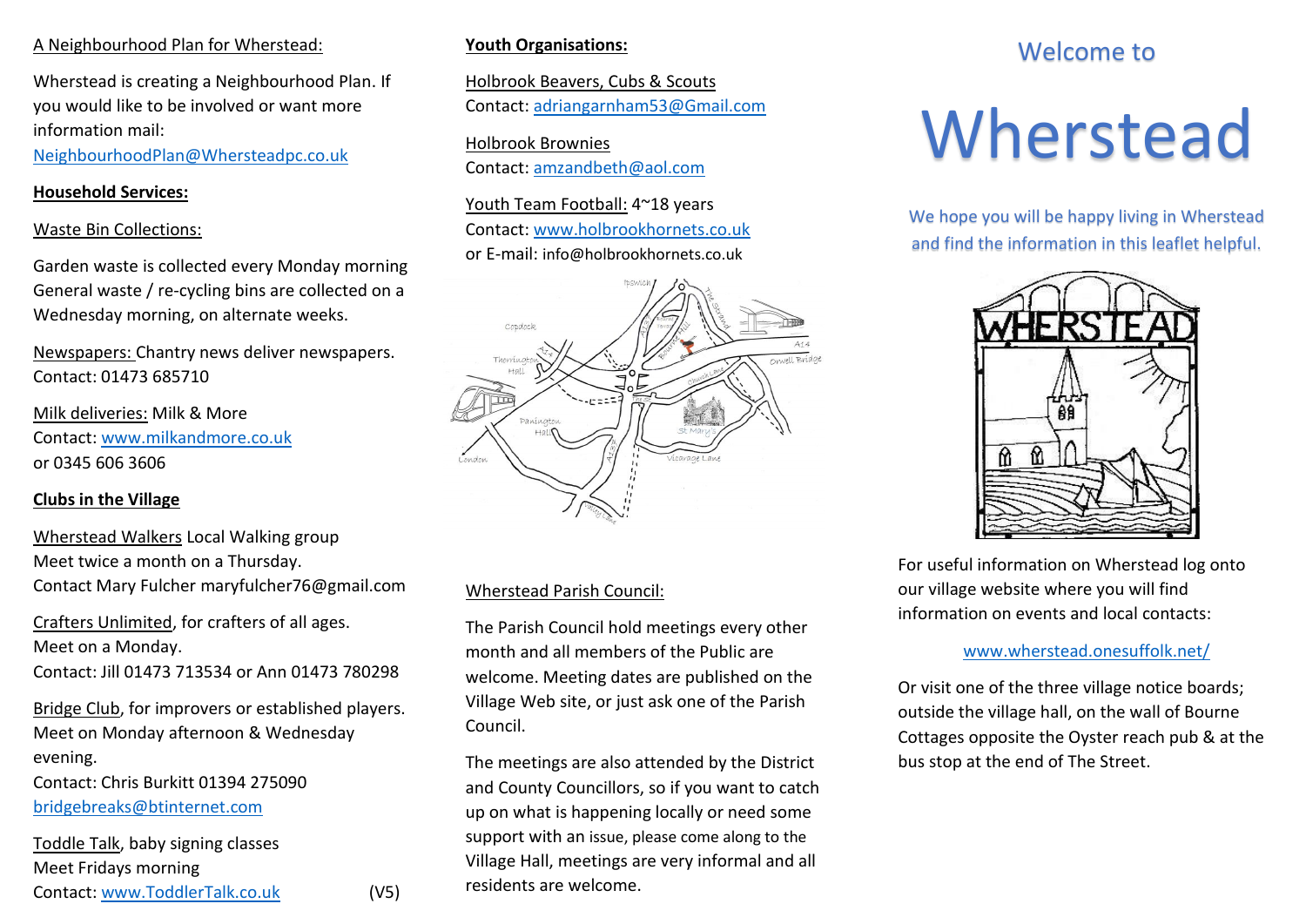A Neighbourhood Plan for Wherstead:

Wherstead is creating a Neighbourhood Plan. If you would like to be involved or want more information mail:
NeighbourhoodPlan@Wherstеadpc.co.uk

**Household Services:**

Waste Bin Collections:

Garden waste is collected every Monday morning
General waste / re-cycling bins are collected on a Wednesday morning, on alternate weeks.

Newspapers: Chantry news deliver newspapers.
Contact: 01473 685710

Milk deliveries: Milk & More
Contact: www.milkandmore.co.uk
or 0345 606 3606

**Clubs in the Village**

Wherstead Walkers Local Walking group
Meet twice a month on a Thursday.
Contact Mary Fulcher maryfulcher76@gmail.com

Crafters Unlimited, for crafters of all ages.
Meet on a Monday.
Contact: Jill 01473 713534 or Ann 01473 780298

Bridge Club, for improvers or established players.
Meet on Monday afternoon & Wednesday evening.
Contact: Chris Burkitt 01394 275090
bridgebreaks@btinternet.com

Toddle Talk, baby signing classes
Meet Fridays morning
Contact: www.ToddlerTalk.co.uk (V5)

**Youth Organisations:**

Holbrook Beavers, Cubs & Scouts
Contact: adriangarnham53@Gmail.com

Holbrook Brownies
Contact: amzandbeth@aol.com

Youth Team Football: 4~18 years
Contact: www.holbrookhornets.co.uk
or E-mail: info@holbrookhornets.co.uk

Wherstead Parish Council:

The Parish Council hold meetings every other month and all members of the Public are welcome. Meeting dates are published on the Village Web site, or just ask one of the Parish Council.

The meetings are also attended by the District and County Councillors, so if you want to catch up on what is happening locally or need some support with an issue, please come along to the Village Hall, meetings are very informal and all residents are welcome.

## Welcome to

# Wherstead

We hope you will be happy living in Wherstead and find the information in this leaflet helpful.

For useful information on Wherstead log onto our village website where you will find information on events and local contacts:

www.wherstead.onesuffolk.net/

Or visit one of the three village notice boards; outside the village hall, on the wall of Bourne Cottages opposite the Oyster reach pub & at the bus stop at the end of The Street.